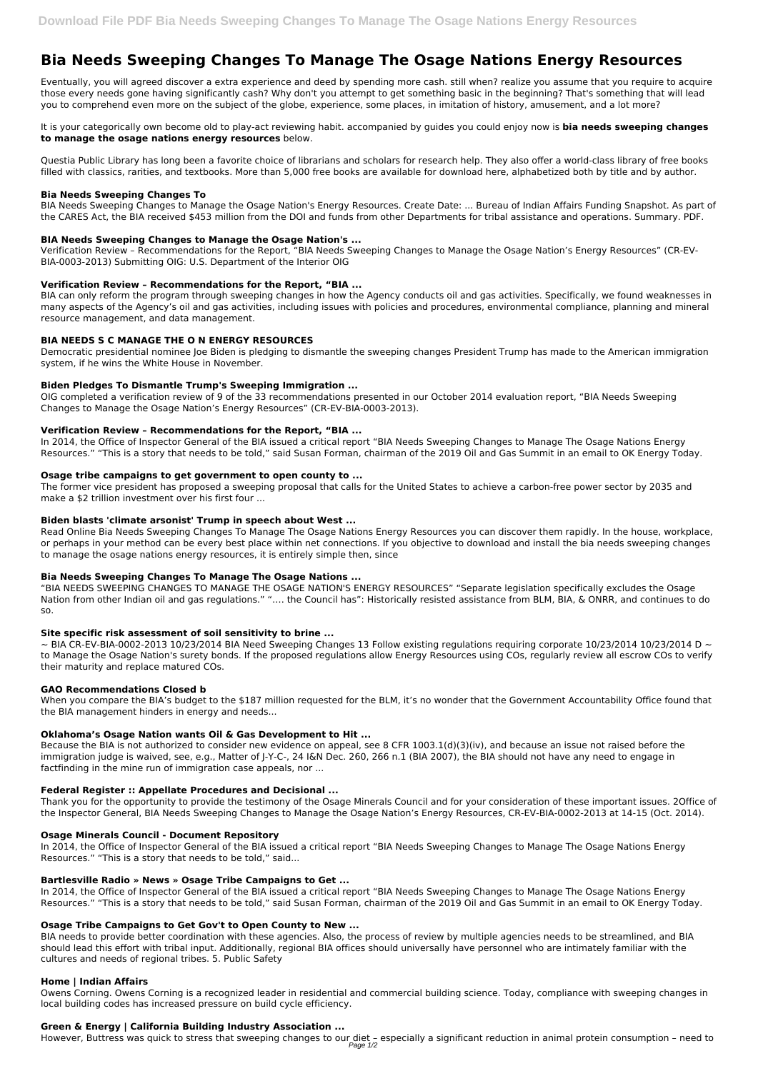# Bia Needs Sweeping Changes To Manage The Osage Nations Energy Resources

Eventually, you will agreed discover a extra experience and deed by spending more cash. still when? realize you assume that you require to acquire those every needs gone having significantly cash? Why don't you attempt to get something basic in the beginning? That's something that will lead you to comprehend even more on the subject of the globe, experience, some places, in imitation of history, amusement, and a lot more?

It is your categorically own become old to play-act reviewing habit. accompanied by guides you could enjoy now is **bia needs sweeping changes to manage the osage nations energy resources** below.

Questia Public Library has long been a favorite choice of librarians and scholars for research help. They also offer a world-class library of free books filled with classics, rarities, and textbooks. More than 5,000 free books are available for download here, alphabetized both by title and by author.

### Bia Needs Sweeping Changes To

BIA Needs Sweeping Changes to Manage the Osage Nation's Energy Resources. Create Date: ... Bureau of Indian Affairs Funding Snapshot. As part of the CARES Act, the BIA received $453 million from the DOI and funds from other Departments for tribal assistance and operations. Summary. PDF.

### BIA Needs Sweeping Changes to Manage the Osage Nation's ...

Verification Review – Recommendations for the Report, "BIA Needs Sweeping Changes to Manage the Osage Nation's Energy Resources" (CR-EV-BIA-0003-2013) Submitting OIG: U.S. Department of the Interior OIG

### Verification Review – Recommendations for the Report, "BIA ...

BIA can only reform the program through sweeping changes in how the Agency conducts oil and gas activities. Specifically, we found weaknesses in many aspects of the Agency's oil and gas activities, including issues with policies and procedures, environmental compliance, planning and mineral resource management, and data management.

### BIA NEEDS S C MANAGE THE O N ENERGY RESOURCES

Democratic presidential nominee Joe Biden is pledging to dismantle the sweeping changes President Trump has made to the American immigration system, if he wins the White House in November.

### Biden Pledges To Dismantle Trump's Sweeping Immigration ...

OIG completed a verification review of 9 of the 33 recommendations presented in our October 2014 evaluation report, "BIA Needs Sweeping Changes to Manage the Osage Nation's Energy Resources" (CR-EV-BIA-0003-2013).

### Verification Review – Recommendations for the Report, "BIA ...

In 2014, the Office of Inspector General of the BIA issued a critical report "BIA Needs Sweeping Changes to Manage The Osage Nations Energy Resources." "This is a story that needs to be told," said Susan Forman, chairman of the 2019 Oil and Gas Summit in an email to OK Energy Today.

### Osage tribe campaigns to get government to open county to ...

The former vice president has proposed a sweeping proposal that calls for the United States to achieve a carbon-free power sector by 2035 and make a $2 trillion investment over his first four ...

### Biden blasts 'climate arsonist' Trump in speech about West ...

Read Online Bia Needs Sweeping Changes To Manage The Osage Nations Energy Resources you can discover them rapidly. In the house, workplace, or perhaps in your method can be every best place within net connections. If you objective to download and install the bia needs sweeping changes to manage the osage nations energy resources, it is entirely simple then, since

### Bia Needs Sweeping Changes To Manage The Osage Nations ...

"BIA NEEDS SWEEPING CHANGES TO MANAGE THE OSAGE NATION'S ENERGY RESOURCES" "Separate legislation specifically excludes the Osage Nation from other Indian oil and gas regulations." ".... the Council has": Historically resisted assistance from BLM, BIA, & ONRR, and continues to do so.

### Site specific risk assessment of soil sensitivity to brine ...

~ BIA CR-EV-BIA-0002-2013 10/23/2014 BIA Need Sweeping Changes 13 Follow existing regulations requiring corporate 10/23/2014 10/23/2014 D ~ to Manage the Osage Nation's surety bonds. If the proposed regulations allow Energy Resources using COs, regularly review all escrow COs to verify their maturity and replace matured COs.

### GAO Recommendations Closed b

When you compare the BIA's budget to the $187 million requested for the BLM, it's no wonder that the Government Accountability Office found that the BIA management hinders in energy and needs...

### Oklahoma's Osage Nation wants Oil & Gas Development to Hit ...

Because the BIA is not authorized to consider new evidence on appeal, see 8 CFR 1003.1(d)(3)(iv), and because an issue not raised before the immigration judge is waived, see, e.g., Matter of J-Y-C-, 24 I&N Dec. 260, 266 n.1 (BIA 2007), the BIA should not have any need to engage in factfinding in the mine run of immigration case appeals, nor ...

### Federal Register :: Appellate Procedures and Decisional ...

Thank you for the opportunity to provide the testimony of the Osage Minerals Council and for your consideration of these important issues. 2Office of the Inspector General, BIA Needs Sweeping Changes to Manage the Osage Nation's Energy Resources, CR-EV-BIA-0002-2013 at 14-15 (Oct. 2014).

### Osage Minerals Council - Document Repository

In 2014, the Office of Inspector General of the BIA issued a critical report "BIA Needs Sweeping Changes to Manage The Osage Nations Energy Resources." "This is a story that needs to be told," said...

### Bartlesville Radio » News » Osage Tribe Campaigns to Get ...

In 2014, the Office of Inspector General of the BIA issued a critical report "BIA Needs Sweeping Changes to Manage The Osage Nations Energy Resources." "This is a story that needs to be told," said Susan Forman, chairman of the 2019 Oil and Gas Summit in an email to OK Energy Today.

### Osage Tribe Campaigns to Get Gov't to Open County to New ...

BIA needs to provide better coordination with these agencies. Also, the process of review by multiple agencies needs to be streamlined, and BIA should lead this effort with tribal input. Additionally, regional BIA offices should universally have personnel who are intimately familiar with the cultures and needs of regional tribes. 5. Public Safety

### Home | Indian Affairs

Owens Corning. Owens Corning is a recognized leader in residential and commercial building science. Today, compliance with sweeping changes in local building codes has increased pressure on build cycle efficiency.

### Green & Energy | California Building Industry Association ...

However, Buttress was quick to stress that sweeping changes to our diet – especially a significant reduction in animal protein consumption – need to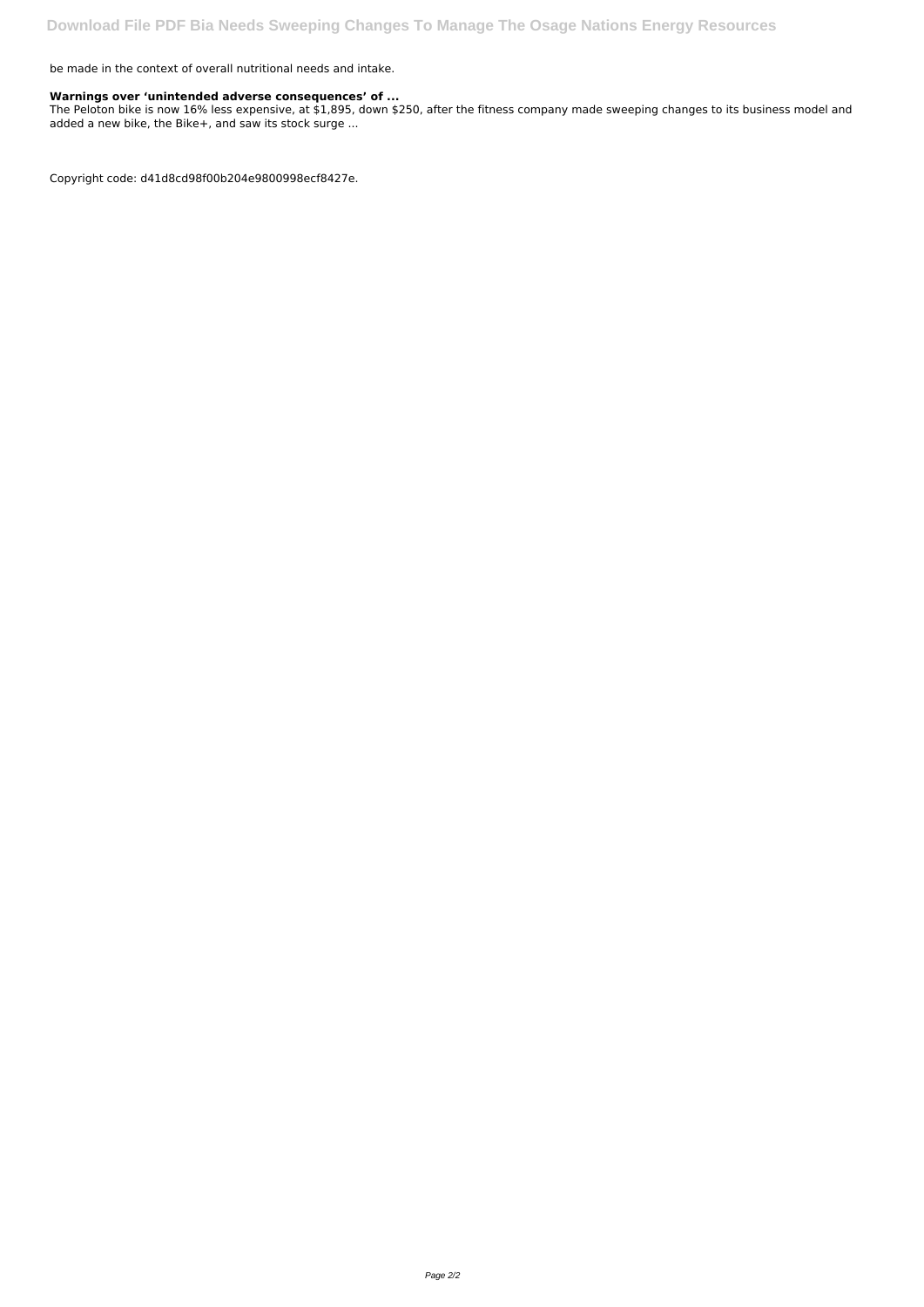be made in the context of overall nutritional needs and intake.

**Warnings over ‘unintended adverse consequences’ of ...**

The Peloton bike is now 16% less expensive, at $1,895, down $250, after the fitness company made sweeping changes to its business model and added a new bike, the Bike+, and saw its stock surge ...

Copyright code: d41d8cd98f00b204e9800998ecf8427e.